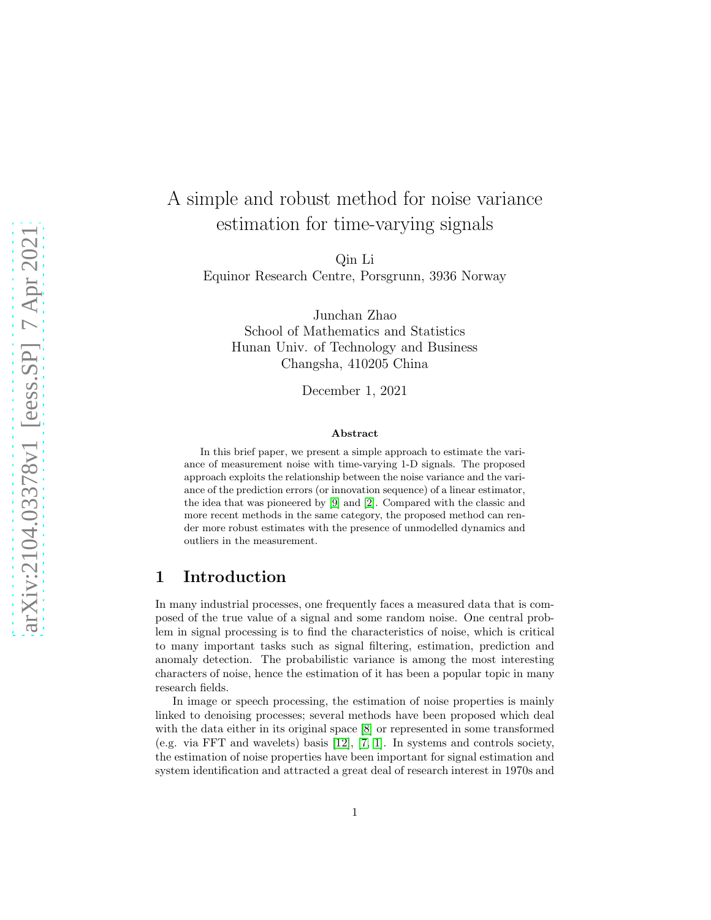# A simple and robust method for noise variance estimation for time-varying signals

Qin Li
Equinor Research Centre, Porsgrunn, 3936 Norway

Junchan Zhao
School of Mathematics and Statistics
Hunan Univ. of Technology and Business
Changsha, 410205 China

December 1, 2021

### Abstract

In this brief paper, we present a simple approach to estimate the variance of measurement noise with time-varying 1-D signals. The proposed approach exploits the relationship between the noise variance and the variance of the prediction errors (or innovation sequence) of a linear estimator, the idea that was pioneered by [9] and [2]. Compared with the classic and more recent methods in the same category, the proposed method can render more robust estimates with the presence of unmodelled dynamics and outliers in the measurement.

## 1 Introduction

In many industrial processes, one frequently faces a measured data that is composed of the true value of a signal and some random noise. One central problem in signal processing is to find the characteristics of noise, which is critical to many important tasks such as signal filtering, estimation, prediction and anomaly detection. The probabilistic variance is among the most interesting characters of noise, hence the estimation of it has been a popular topic in many research fields.

In image or speech processing, the estimation of noise properties is mainly linked to denoising processes; several methods have been proposed which deal with the data either in its original space [8] or represented in some transformed (e.g. via FFT and wavelets) basis [12], [7, 1]. In systems and controls society, the estimation of noise properties have been important for signal estimation and system identification and attracted a great deal of research interest in 1970s and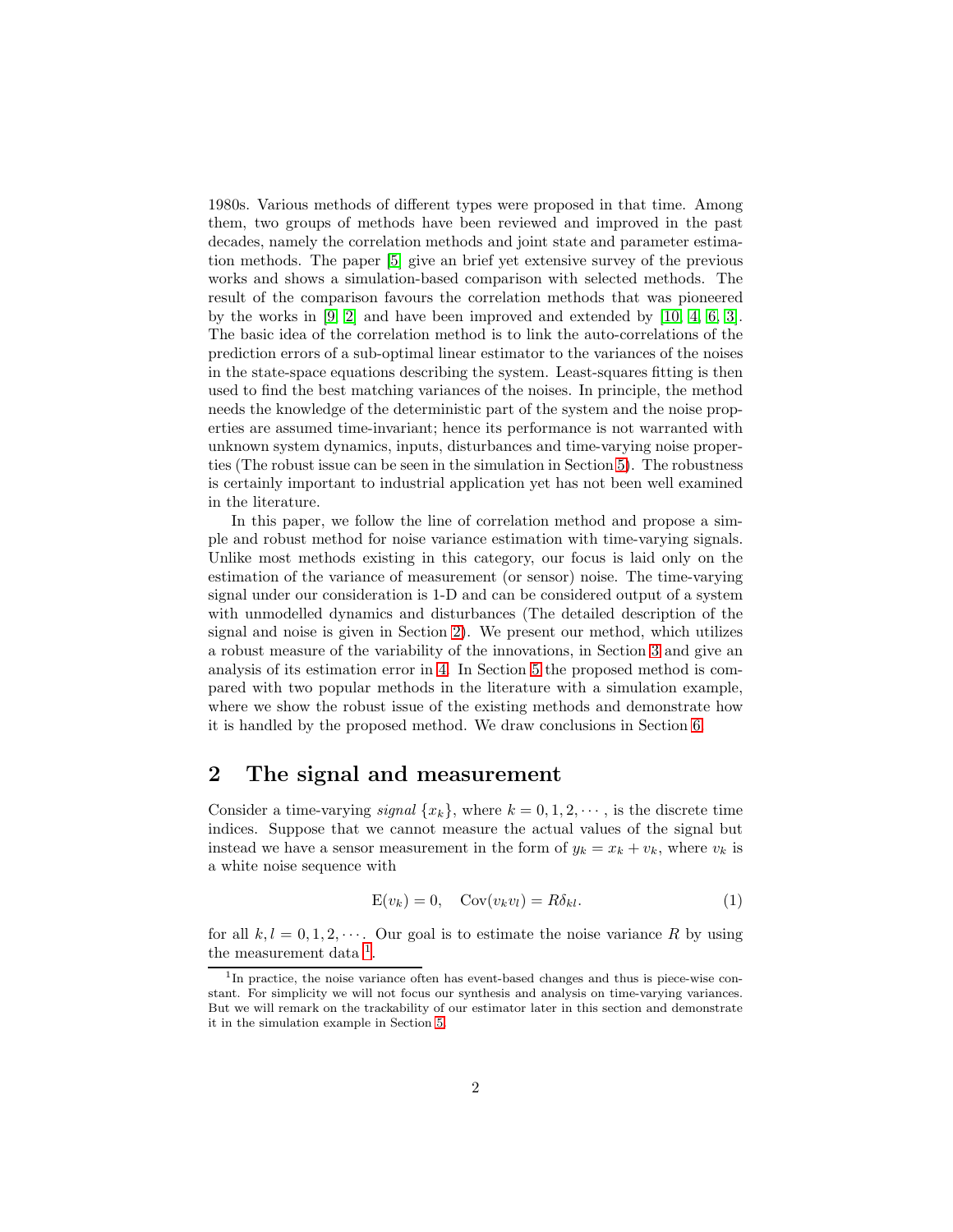1980s. Various methods of different types were proposed in that time. Among them, two groups of methods have been reviewed and improved in the past decades, namely the correlation methods and joint state and parameter estimation methods. The paper [5] give an brief yet extensive survey of the previous works and shows a simulation-based comparison with selected methods. The result of the comparison favours the correlation methods that was pioneered by the works in [9, 2] and have been improved and extended by [10, 4, 6, 3]. The basic idea of the correlation method is to link the auto-correlations of the prediction errors of a sub-optimal linear estimator to the variances of the noises in the state-space equations describing the system. Least-squares fitting is then used to find the best matching variances of the noises. In principle, the method needs the knowledge of the deterministic part of the system and the noise properties are assumed time-invariant; hence its performance is not warranted with unknown system dynamics, inputs, disturbances and time-varying noise properties (The robust issue can be seen in the simulation in Section 5). The robustness is certainly important to industrial application yet has not been well examined in the literature.

In this paper, we follow the line of correlation method and propose a simple and robust method for noise variance estimation with time-varying signals. Unlike most methods existing in this category, our focus is laid only on the estimation of the variance of measurement (or sensor) noise. The time-varying signal under our consideration is 1-D and can be considered output of a system with unmodelled dynamics and disturbances (The detailed description of the signal and noise is given in Section 2). We present our method, which utilizes a robust measure of the variability of the innovations, in Section 3 and give an analysis of its estimation error in 4. In Section 5 the proposed method is compared with two popular methods in the literature with a simulation example, where we show the robust issue of the existing methods and demonstrate how it is handled by the proposed method. We draw conclusions in Section 6.

## 2 The signal and measurement

Consider a time-varying *signal* $\{x_k\}$, where $k = 0, 1, 2, \cdots$, is the discrete time indices. Suppose that we cannot measure the actual values of the signal but instead we have a sensor measurement in the form of $y_k = x_k + v_k$, where $v_k$ is a white noise sequence with

$$\mathrm{E}(v_k) = 0, \quad \mathrm{Cov}(v_k v_l) = R\delta_{kl}. \tag{1}$$

for all $k, l = 0, 1, 2, \cdots$. Our goal is to estimate the noise variance $R$ by using the measurement data [1].

[1] In practice, the noise variance often has event-based changes and thus is piece-wise constant. For simplicity we will not focus our synthesis and analysis on time-varying variances. But we will remark on the trackability of our estimator later in this section and demonstrate it in the simulation example in Section 5.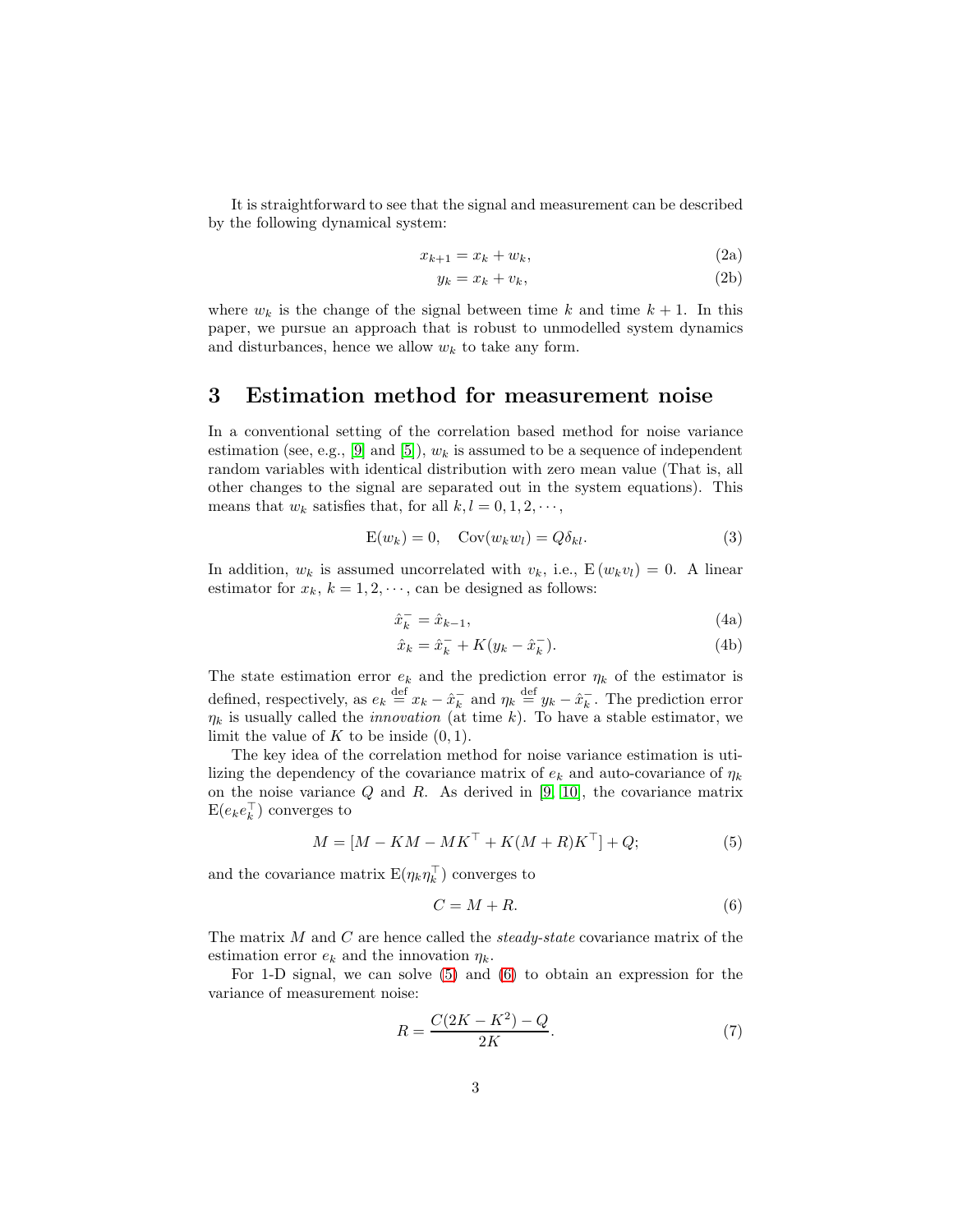It is straightforward to see that the signal and measurement can be described by the following dynamical system:

$$x_{k+1} = x_k + w_k, \tag{2a}$$

$$y_k = x_k + v_k, \tag{2b}$$

where $w_k$ is the change of the signal between time $k$ and time $k+1$. In this paper, we pursue an approach that is robust to unmodelled system dynamics and disturbances, hence we allow $w_k$ to take any form.

## 3 Estimation method for measurement noise

In a conventional setting of the correlation based method for noise variance estimation (see, e.g., [9] and [5]), $w_k$ is assumed to be a sequence of independent random variables with identical distribution with zero mean value (That is, all other changes to the signal are separated out in the system equations). This means that $w_k$ satisfies that, for all $k, l = 0, 1, 2, \cdots$,

$$\mathrm{E}(w_k) = 0, \quad \mathrm{Cov}(w_k w_l) = Q\delta_{kl}. \tag{3}$$

In addition, $w_k$ is assumed uncorrelated with $v_k$, i.e., $\mathrm{E}(w_k v_l) = 0$. A linear estimator for $x_k$, $k = 1, 2, \cdots$, can be designed as follows:

$$\hat{x}_k^- = \hat{x}_{k-1}, \tag{4a}$$

$$\hat{x}_k = \hat{x}_k^- + K(y_k - \hat{x}_k^-). \tag{4b}$$

The state estimation error $e_k$ and the prediction error $\eta_k$ of the estimator is defined, respectively, as $e_k \overset{\text{def}}{=} x_k - \hat{x}_k^-$ and $\eta_k \overset{\text{def}}{=} y_k - \hat{x}_k^-$. The prediction error $\eta_k$ is usually called the *innovation* (at time $k$). To have a stable estimator, we limit the value of $K$ to be inside $(0, 1)$.

The key idea of the correlation method for noise variance estimation is utilizing the dependency of the covariance matrix of $e_k$ and auto-covariance of $\eta_k$ on the noise variance $Q$ and $R$. As derived in [9, 10], the covariance matrix $\mathrm{E}(e_k e_k^\top)$ converges to

$$M = [M - KM - MK^\top + K(M + R)K^\top] + Q; \tag{5}$$

and the covariance matrix $\mathrm{E}(\eta_k \eta_k^\top)$ converges to

$$C = M + R. \tag{6}$$

The matrix $M$ and $C$ are hence called the *steady-state* covariance matrix of the estimation error $e_k$ and the innovation $\eta_k$.

For 1-D signal, we can solve (5) and (6) to obtain an expression for the variance of measurement noise:

$$R = \frac{C(2K - K^2) - Q}{2K}. \tag{7}$$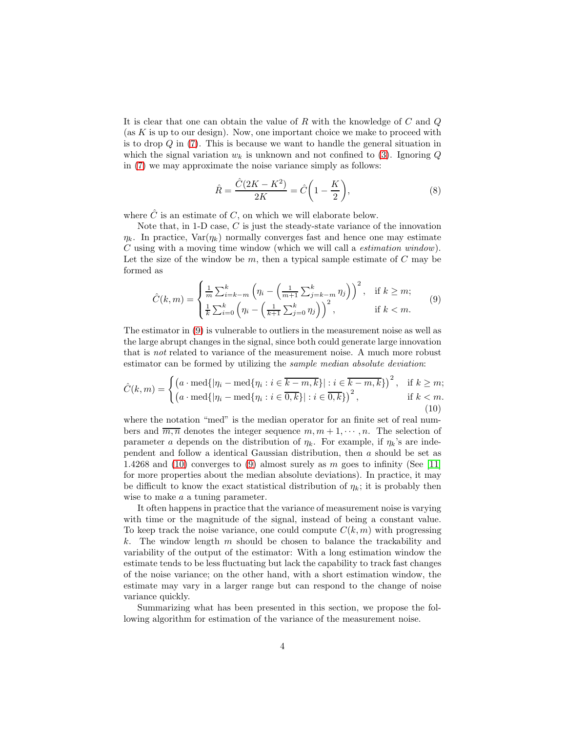It is clear that one can obtain the value of $R$ with the knowledge of $C$ and $Q$ (as $K$ is up to our design). Now, one important choice we make to proceed with is to drop $Q$ in (7). This is because we want to handle the general situation in which the signal variation $w_k$ is unknown and not confined to (3). Ignoring $Q$ in (7) we may approximate the noise variance simply as follows:

$$\hat{R} = \frac{\hat{C}(2K - K^2)}{2K} = \hat{C}\left(1 - \frac{K}{2}\right), \tag{8}$$

where $\hat{C}$ is an estimate of $C$, on which we will elaborate below.

Note that, in 1-D case, $C$ is just the steady-state variance of the innovation $\eta_k$. In practice, $\mathrm{Var}(\eta_k)$ normally converges fast and hence one may estimate $C$ using with a moving time window (which we will call a *estimation window*). Let the size of the window be $m$, then a typical sample estimate of $C$ may be formed as

$$\hat{C}(k,m) = \begin{cases} \frac{1}{m}\sum_{i=k-m}^{k}\left(\eta_i - \left(\frac{1}{m+1}\sum_{j=k-m}^{k}\eta_j\right)\right)^2, & \text{if } k \geq m; \\ \frac{1}{k}\sum_{i=0}^{k}\left(\eta_i - \left(\frac{1}{k+1}\sum_{j=0}^{k}\eta_j\right)\right)^2, & \text{if } k < m. \end{cases} \tag{9}$$

The estimator in (9) is vulnerable to outliers in the measurement noise as well as the large abrupt changes in the signal, since both could generate large innovation that is *not* related to variance of the measurement noise. A much more robust estimator can be formed by utilizing the *sample median absolute deviation*:

$$\hat{C}(k,m) = \begin{cases} \left(a \cdot \mathrm{med}\{|\eta_i - \mathrm{med}\{\eta_i : i \in \overline{k-m,k}\}| : i \in \overline{k-m,k}\}\right)^2, & \text{if } k \geq m; \\ \left(a \cdot \mathrm{med}\{|\eta_i - \mathrm{med}\{\eta_i : i \in \overline{0,k}\}| : i \in \overline{0,k}\}\right)^2, & \text{if } k < m. \end{cases} \tag{10}$$

where the notation "med" is the median operator for an finite set of real numbers and $\overline{m,n}$ denotes the integer sequence $m, m+1, \cdots, n$. The selection of parameter $a$ depends on the distribution of $\eta_k$. For example, if $\eta_k$'s are independent and follow a identical Gaussian distribution, then $a$ should be set as 1.4268 and (10) converges to (9) almost surely as $m$ goes to infinity (See [11] for more properties about the median absolute deviations). In practice, it may be difficult to know the exact statistical distribution of $\eta_k$; it is probably then wise to make $a$ a tuning parameter.

It often happens in practice that the variance of measurement noise is varying with time or the magnitude of the signal, instead of being a constant value. To keep track the noise variance, one could compute $C(k,m)$ with progressing $k$. The window length $m$ should be chosen to balance the trackability and variability of the output of the estimator: With a long estimation window the estimate tends to be less fluctuating but lack the capability to track fast changes of the noise variance; on the other hand, with a short estimation window, the estimate may vary in a larger range but can respond to the change of noise variance quickly.

Summarizing what has been presented in this section, we propose the following algorithm for estimation of the variance of the measurement noise.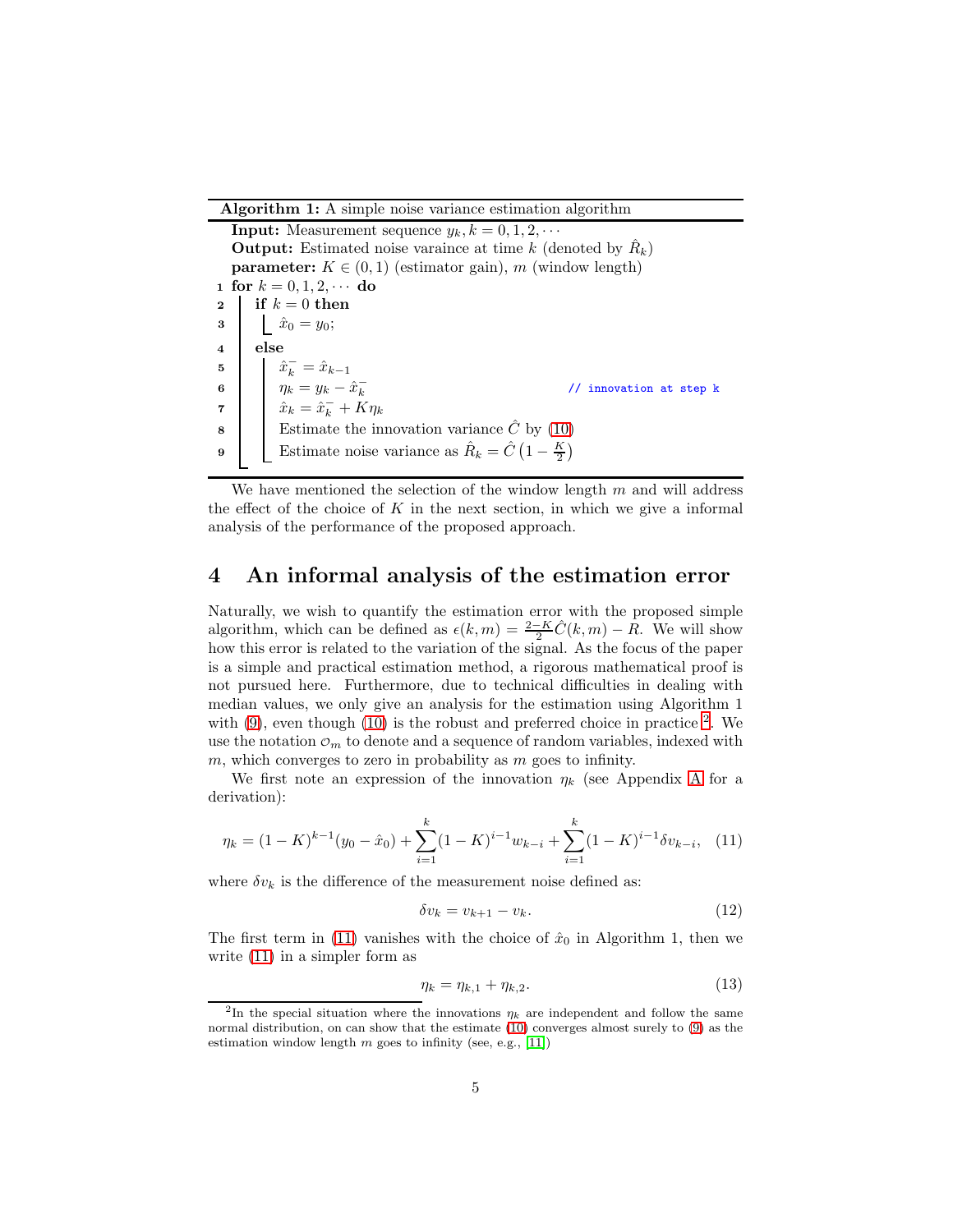**Algorithm 1:** A simple noise variance estimation algorithm

**Input:** Measurement sequence $y_k, k = 0, 1, 2, \cdots$
**Output:** Estimated noise varaince at time $k$ (denoted by $\hat{R}_k$)
**parameter:** $K \in (0, 1)$ (estimator gain), $m$ (window length)

```
1  for k = 0, 1, 2, ··· do
2      if k = 0 then
3          x̂_0 = y_0;
4      else
5          x̂_k^- = x̂_{k-1}
6          η_k = y_k − x̂_k^-                         // innovation at step k
7          x̂_k = x̂_k^- + K η_k
8          Estimate the innovation variance Ĉ by (10)
9          Estimate noise variance as R̂_k = Ĉ (1 − K/2)
```

We have mentioned the selection of the window length $m$ and will address the effect of the choice of $K$ in the next section, in which we give a informal analysis of the performance of the proposed approach.

# 4 An informal analysis of the estimation error

Naturally, we wish to quantify the estimation error with the proposed simple algorithm, which can be defined as $\epsilon(k,m) = \frac{2-K}{2}\hat{C}(k,m) - R$. We will show how this error is related to the variation of the signal. As the focus of the paper is a simple and practical estimation method, a rigorous mathematical proof is not pursued here. Furthermore, due to technical difficulties in dealing with median values, we only give an analysis for the estimation using Algorithm 1 with (9), even though (10) is the robust and preferred choice in practice [2]. We use the notation $\mathcal{O}_m$ to denote and a sequence of random variables, indexed with $m$, which converges to zero in probability as $m$ goes to infinity.

We first note an expression of the innovation $\eta_k$ (see Appendix A for a derivation):

$$\eta_k = (1-K)^{k-1}(y_0 - \hat{x}_0) + \sum_{i=1}^{k}(1-K)^{i-1}w_{k-i} + \sum_{i=1}^{k}(1-K)^{i-1}\delta v_{k-i}, \quad (11)$$

where $\delta v_k$ is the difference of the measurement noise defined as:

$$\delta v_k = v_{k+1} - v_k. \quad (12)$$

The first term in (11) vanishes with the choice of $\hat{x}_0$ in Algorithm 1, then we write (11) in a simpler form as

$$\eta_k = \eta_{k,1} + \eta_{k,2}. \quad (13)$$

[2] In the special situation where the innovations $\eta_k$ are independent and follow the same normal distribution, on can show that the estimate (10) converges almost surely to (9) as the estimation window length $m$ goes to infinity (see, e.g., [11])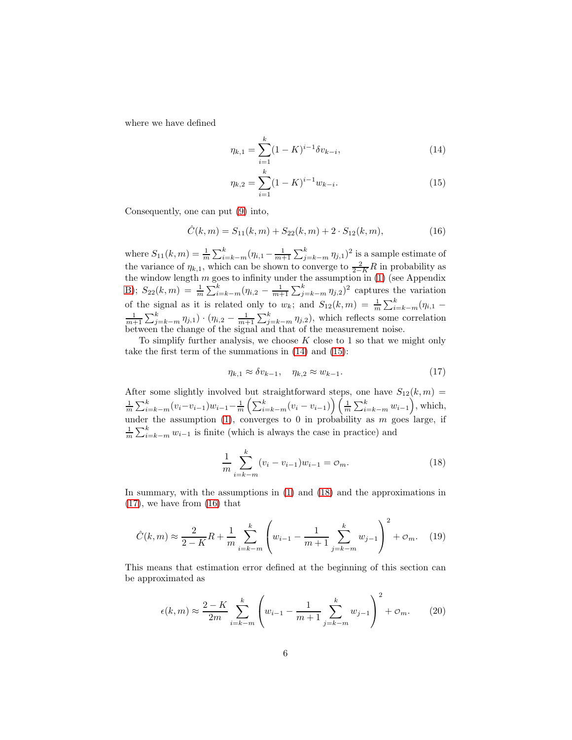where we have defined

$$\eta_{k,1} = \sum_{i=1}^{k} (1-K)^{i-1} \delta v_{k-i}, \tag{14}$$

$$\eta_{k,2} = \sum_{i=1}^{k} (1-K)^{i-1} w_{k-i}. \tag{15}$$

Consequently, one can put (9) into,

$$\hat{C}(k,m) = S_{11}(k,m) + S_{22}(k,m) + 2 \cdot S_{12}(k,m), \tag{16}$$

where $S_{11}(k,m) = \frac{1}{m}\sum_{i=k-m}^{k}(\eta_{i,1} - \frac{1}{m+1}\sum_{j=k-m}^{k}\eta_{j,1})^2$ is a sample estimate of the variance of $\eta_{k,1}$, which can be shown to converge to $\frac{2}{2-K}R$ in probability as the window length $m$ goes to infinity under the assumption in (1) (see Appendix B); $S_{22}(k,m) = \frac{1}{m}\sum_{i=k-m}^{k}(\eta_{i,2} - \frac{1}{m+1}\sum_{j=k-m}^{k}\eta_{j,2})^2$ captures the variation of the signal as it is related only to $w_k$; and $S_{12}(k,m) = \frac{1}{m}\sum_{i=k-m}^{k}(\eta_{i,1} - \frac{1}{m+1}\sum_{j=k-m}^{k}\eta_{j,1}) \cdot (\eta_{i,2} - \frac{1}{m+1}\sum_{j=k-m}^{k}\eta_{j,2})$, which reflects some correlation between the change of the signal and that of the measurement noise.

To simplify further analysis, we choose $K$ close to 1 so that we might only take the first term of the summations in (14) and (15):

$$\eta_{k,1} \approx \delta v_{k-1}, \quad \eta_{k,2} \approx w_{k-1}. \tag{17}$$

After some slightly involved but straightforward steps, one have $S_{12}(k,m) = \frac{1}{m}\sum_{i=k-m}^{k}(v_i - v_{i-1})w_{i-1} - \frac{1}{m}\left(\sum_{i=k-m}^{k}(v_i - v_{i-1})\right)\left(\frac{1}{m}\sum_{i=k-m}^{k}w_{i-1}\right)$, which, under the assumption (1), converges to 0 in probability as $m$ goes large, if $\frac{1}{m}\sum_{i=k-m}^{k}w_{i-1}$ is finite (which is always the case in practice) and

$$\frac{1}{m}\sum_{i=k-m}^{k}(v_i - v_{i-1})w_{i-1} = o_m. \tag{18}$$

In summary, with the assumptions in (1) and (18) and the approximations in (17), we have from (16) that

$$\hat{C}(k,m) \approx \frac{2}{2-K}R + \frac{1}{m}\sum_{i=k-m}^{k}\left(w_{i-1} - \frac{1}{m+1}\sum_{j=k-m}^{k}w_{j-1}\right)^2 + o_m. \tag{19}$$

This means that estimation error defined at the beginning of this section can be approximated as

$$\epsilon(k,m) \approx \frac{2-K}{2m}\sum_{i=k-m}^{k}\left(w_{i-1} - \frac{1}{m+1}\sum_{j=k-m}^{k}w_{j-1}\right)^2 + o_m. \tag{20}$$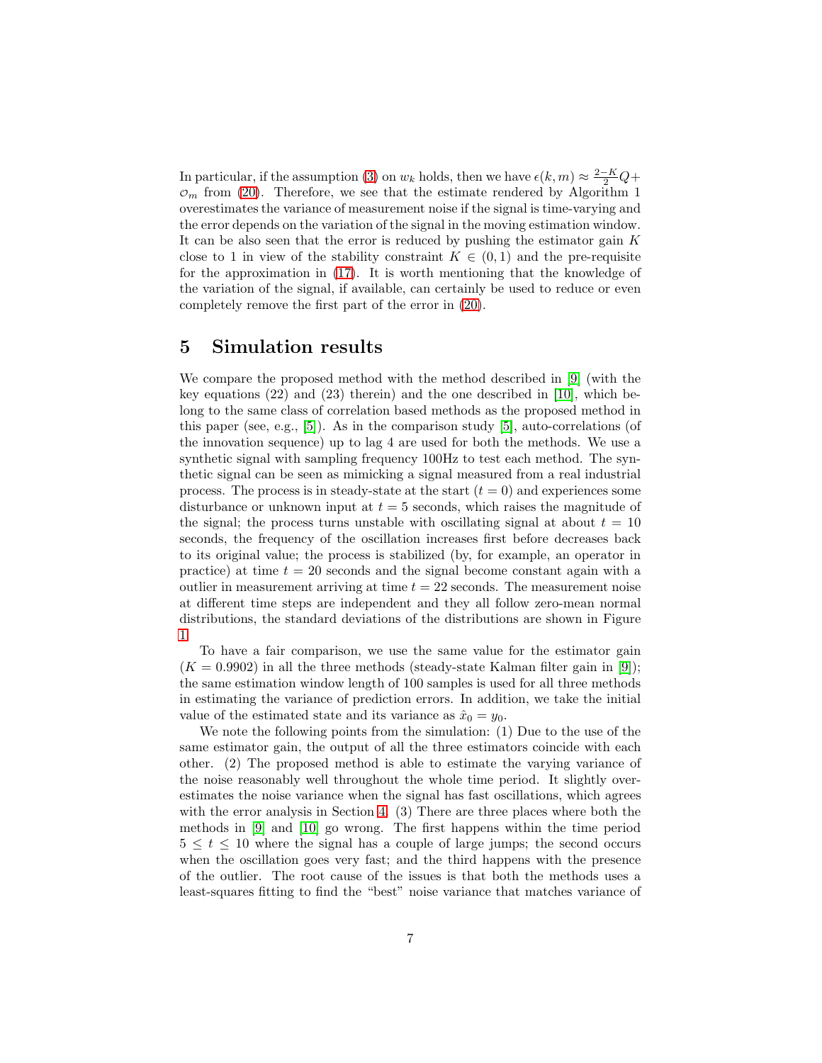In particular, if the assumption (3) on $w_k$ holds, then we have $\epsilon(k,m) \approx \frac{2-K}{2}Q + \mathcal{O}_m$ from (20). Therefore, we see that the estimate rendered by Algorithm 1 overestimates the variance of measurement noise if the signal is time-varying and the error depends on the variation of the signal in the moving estimation window. It can be also seen that the error is reduced by pushing the estimator gain $K$ close to 1 in view of the stability constraint $K \in (0,1)$ and the pre-requisite for the approximation in (17). It is worth mentioning that the knowledge of the variation of the signal, if available, can certainly be used to reduce or even completely remove the first part of the error in (20).

## 5 Simulation results

We compare the proposed method with the method described in [9] (with the key equations (22) and (23) therein) and the one described in [10], which belong to the same class of correlation based methods as the proposed method in this paper (see, e.g., [5]). As in the comparison study [5], auto-correlations (of the innovation sequence) up to lag 4 are used for both the methods. We use a synthetic signal with sampling frequency 100Hz to test each method. The synthetic signal can be seen as mimicking a signal measured from a real industrial process. The process is in steady-state at the start ($t = 0$) and experiences some disturbance or unknown input at $t = 5$ seconds, which raises the magnitude of the signal; the process turns unstable with oscillating signal at about $t = 10$ seconds, the frequency of the oscillation increases first before decreases back to its original value; the process is stabilized (by, for example, an operator in practice) at time $t = 20$ seconds and the signal become constant again with a outlier in measurement arriving at time $t = 22$ seconds. The measurement noise at different time steps are independent and they all follow zero-mean normal distributions, the standard deviations of the distributions are shown in Figure 1.

To have a fair comparison, we use the same value for the estimator gain ($K = 0.9902$) in all the three methods (steady-state Kalman filter gain in [9]); the same estimation window length of 100 samples is used for all three methods in estimating the variance of prediction errors. In addition, we take the initial value of the estimated state and its variance as $\hat{x}_0 = y_0$.

We note the following points from the simulation: (1) Due to the use of the same estimator gain, the output of all the three estimators coincide with each other. (2) The proposed method is able to estimate the varying variance of the noise reasonably well throughout the whole time period. It slightly overestimates the noise variance when the signal has fast oscillations, which agrees with the error analysis in Section 4. (3) There are three places where both the methods in [9] and [10] go wrong. The first happens within the time period $5 \leq t \leq 10$ where the signal has a couple of large jumps; the second occurs when the oscillation goes very fast; and the third happens with the presence of the outlier. The root cause of the issues is that both the methods uses a least-squares fitting to find the "best" noise variance that matches variance of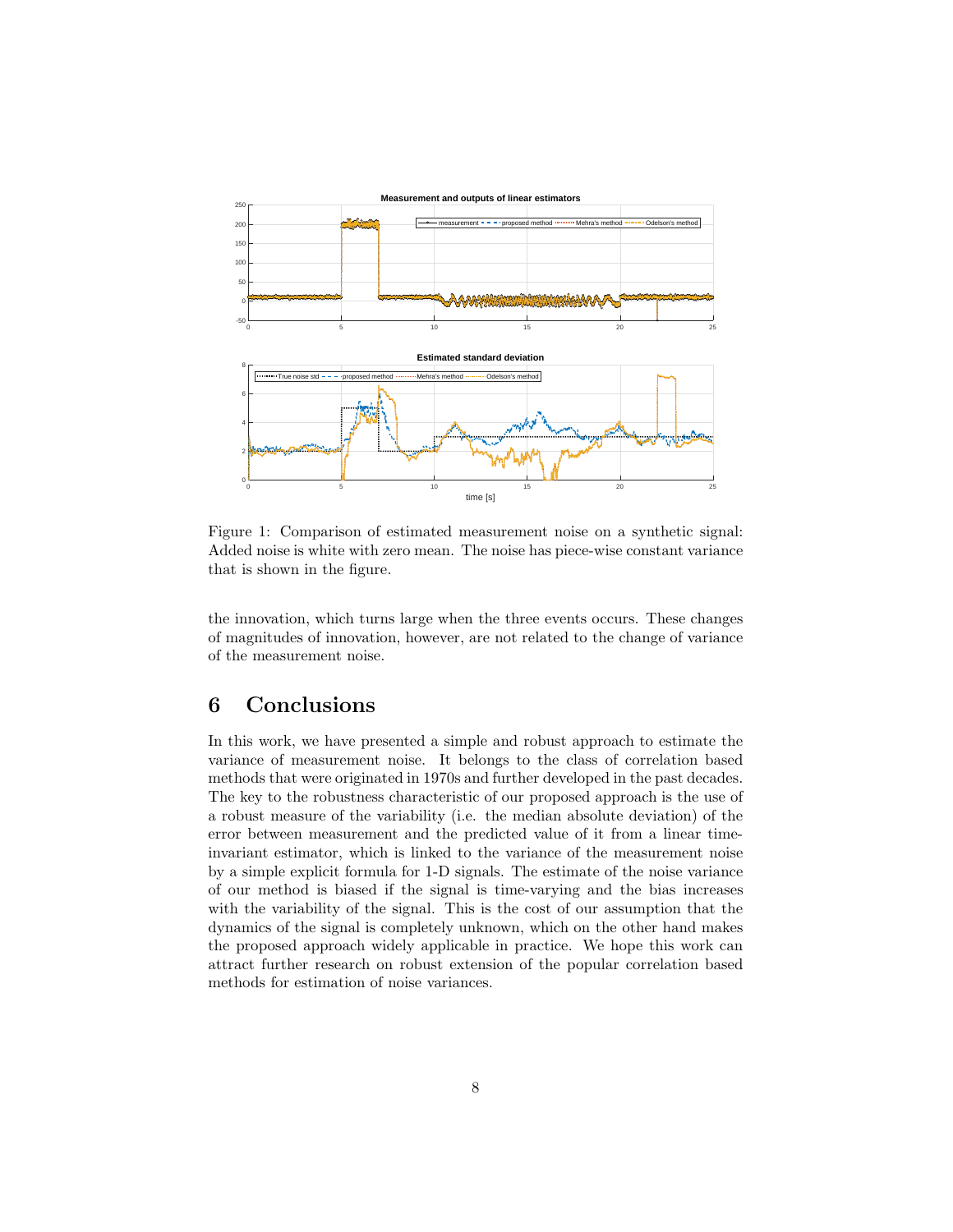Figure 1: Comparison of estimated measurement noise on a synthetic signal: Added noise is white with zero mean. The noise has piece-wise constant variance that is shown in the figure.

the innovation, which turns large when the three events occurs. These changes of magnitudes of innovation, however, are not related to the change of variance of the measurement noise.

## 6 Conclusions

In this work, we have presented a simple and robust approach to estimate the variance of measurement noise. It belongs to the class of correlation based methods that were originated in 1970s and further developed in the past decades. The key to the robustness characteristic of our proposed approach is the use of a robust measure of the variability (i.e. the median absolute deviation) of the error between measurement and the predicted value of it from a linear time-invariant estimator, which is linked to the variance of the measurement noise by a simple explicit formula for 1-D signals. The estimate of the noise variance of our method is biased if the signal is time-varying and the bias increases with the variability of the signal. This is the cost of our assumption that the dynamics of the signal is completely unknown, which on the other hand makes the proposed approach widely applicable in practice. We hope this work can attract further research on robust extension of the popular correlation based methods for estimation of noise variances.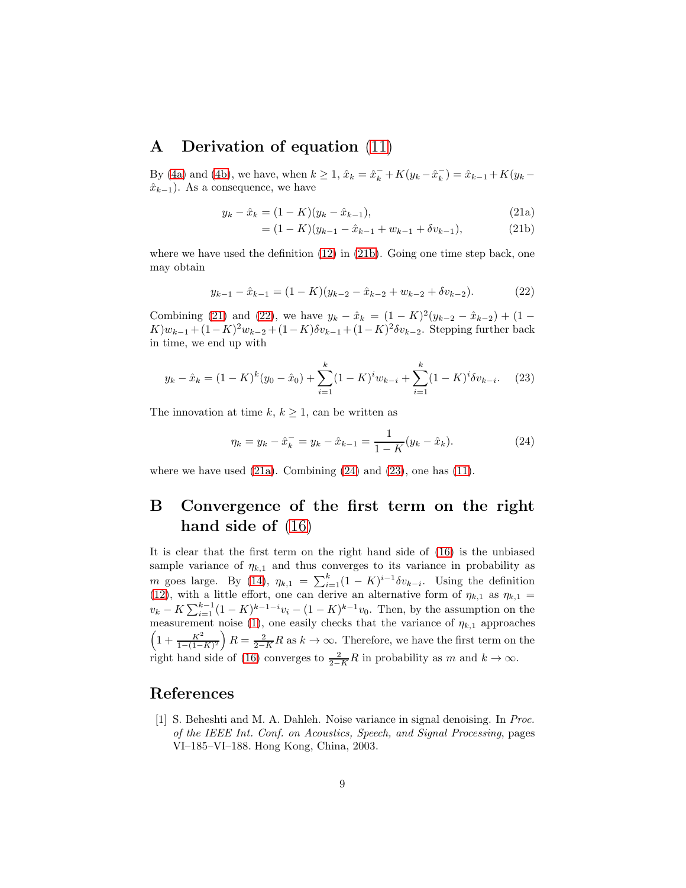# A Derivation of equation (11)

By (4a) and (4b), we have, when $k \geq 1$, $\hat{x}_k = \hat{x}_k^- + K(y_k - \hat{x}_k^-) = \hat{x}_{k-1} + K(y_k - \hat{x}_{k-1})$. As a consequence, we have

$$y_k - \hat{x}_k = (1-K)(y_k - \hat{x}_{k-1}), \tag{21a}$$

$$= (1-K)(y_{k-1} - \hat{x}_{k-1} + w_{k-1} + \delta v_{k-1}), \tag{21b}$$

where we have used the definition (12) in (21b). Going one time step back, one may obtain

$$y_{k-1} - \hat{x}_{k-1} = (1-K)(y_{k-2} - \hat{x}_{k-2} + w_{k-2} + \delta v_{k-2}). \tag{22}$$

Combining (21) and (22), we have $y_k - \hat{x}_k = (1-K)^2(y_{k-2} - \hat{x}_{k-2}) + (1-K)w_{k-1} + (1-K)^2 w_{k-2} + (1-K)\delta v_{k-1} + (1-K)^2 \delta v_{k-2}$. Stepping further back in time, we end up with

$$y_k - \hat{x}_k = (1-K)^k(y_0 - \hat{x}_0) + \sum_{i=1}^{k}(1-K)^i w_{k-i} + \sum_{i=1}^{k}(1-K)^i \delta v_{k-i}. \tag{23}$$

The innovation at time $k$, $k \geq 1$, can be written as

$$\eta_k = y_k - \hat{x}_k^- = y_k - \hat{x}_{k-1} = \frac{1}{1-K}(y_k - \hat{x}_k). \tag{24}$$

where we have used (21a). Combining (24) and (23), one has (11).

# B Convergence of the first term on the right hand side of (16)

It is clear that the first term on the right hand side of (16) is the unbiased sample variance of $\eta_{k,1}$ and thus converges to its variance in probability as $m$ goes large. By (14), $\eta_{k,1} = \sum_{i=1}^{k}(1-K)^{i-1}\delta v_{k-i}$. Using the definition (12), with a little effort, one can derive an alternative form of $\eta_{k,1}$ as $\eta_{k,1} = v_k - K\sum_{i=1}^{k-1}(1-K)^{k-1-i}v_i - (1-K)^{k-1}v_0$. Then, by the assumption on the measurement noise (1), one easily checks that the variance of $\eta_{k,1}$ approaches $\left(1 + \frac{K^2}{1-(1-K)^2}\right)R = \frac{2}{2-K}R$ as $k \to \infty$. Therefore, we have the first term on the right hand side of (16) converges to $\frac{2}{2-K}R$ in probability as $m$ and $k \to \infty$.

# References

[1] S. Beheshti and M. A. Dahleh. Noise variance in signal denoising. In *Proc. of the IEEE Int. Conf. on Acoustics, Speech, and Signal Processing*, pages VI–185–VI–188. Hong Kong, China, 2003.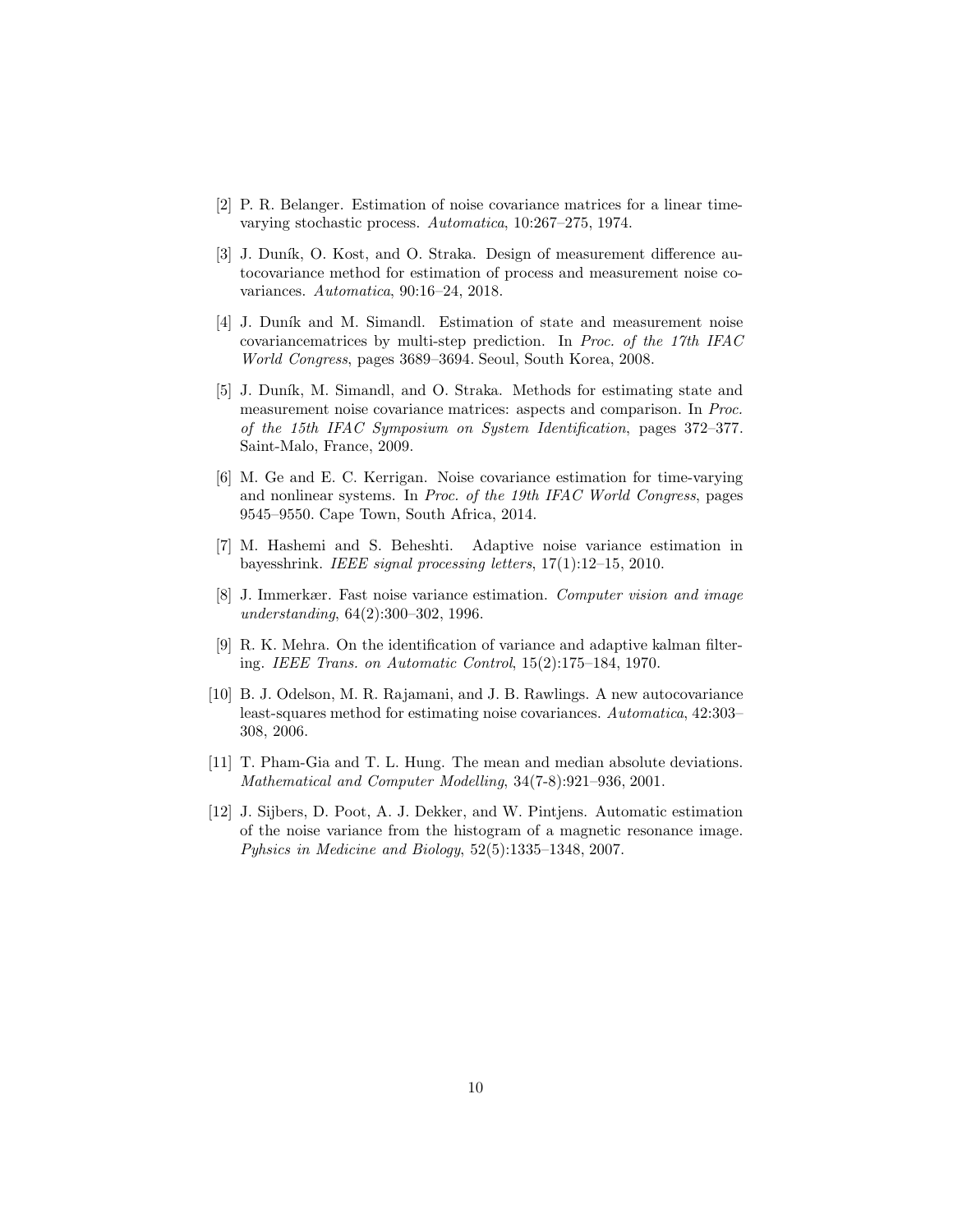[2] P. R. Belanger. Estimation of noise covariance matrices for a linear time-varying stochastic process. *Automatica*, 10:267–275, 1974.

[3] J. Duník, O. Kost, and O. Straka. Design of measurement difference autocovariance method for estimation of process and measurement noise covariances. *Automatica*, 90:16–24, 2018.

[4] J. Duník and M. Simandl. Estimation of state and measurement noise covariancematrices by multi-step prediction. In *Proc. of the 17th IFAC World Congress*, pages 3689–3694. Seoul, South Korea, 2008.

[5] J. Duník, M. Simandl, and O. Straka. Methods for estimating state and measurement noise covariance matrices: aspects and comparison. In *Proc. of the 15th IFAC Symposium on System Identification*, pages 372–377. Saint-Malo, France, 2009.

[6] M. Ge and E. C. Kerrigan. Noise covariance estimation for time-varying and nonlinear systems. In *Proc. of the 19th IFAC World Congress*, pages 9545–9550. Cape Town, South Africa, 2014.

[7] M. Hashemi and S. Beheshti. Adaptive noise variance estimation in bayesshrink. *IEEE signal processing letters*, 17(1):12–15, 2010.

[8] J. Immerkær. Fast noise variance estimation. *Computer vision and image understanding*, 64(2):300–302, 1996.

[9] R. K. Mehra. On the identification of variance and adaptive kalman filtering. *IEEE Trans. on Automatic Control*, 15(2):175–184, 1970.

[10] B. J. Odelson, M. R. Rajamani, and J. B. Rawlings. A new autocovariance least-squares method for estimating noise covariances. *Automatica*, 42:303–308, 2006.

[11] T. Pham-Gia and T. L. Hung. The mean and median absolute deviations. *Mathematical and Computer Modelling*, 34(7-8):921–936, 2001.

[12] J. Sijbers, D. Poot, A. J. Dekker, and W. Pintjens. Automatic estimation of the noise variance from the histogram of a magnetic resonance image. *Pyhsics in Medicine and Biology*, 52(5):1335–1348, 2007.